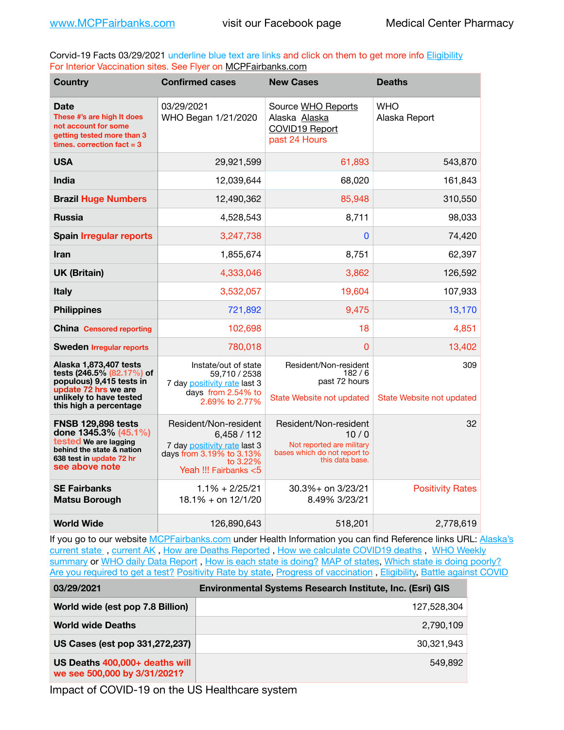www.MCPFairbanks.com visit our Facebook page Medical Center Pharmacy

Corvid-19 Facts 03/29/2021 underline blue text are links and click on them to get more info Eligibility For Interior Vaccination sites. See Flyer on MCPFairbanks.com

| Country | Confirmed cases | New Cases | Deaths |
|---|---|---|---|
| Date These #'s are high It does not account for some getting tested more than 3 times. correction fact = 3 | 03/29/2021 WHO Began 1/21/2020 | Source WHO Reports Alaska Alaska COVID19 Report past 24 Hours | WHO Alaska Report |
| USA | 29,921,599 | 61,893 | 543,870 |
| India | 12,039,644 | 68,020 | 161,843 |
| Brazil Huge Numbers | 12,490,362 | 85,948 | 310,550 |
| Russia | 4,528,543 | 8,711 | 98,033 |
| Spain Irregular reports | 3,247,738 | 0 | 74,420 |
| Iran | 1,855,674 | 8,751 | 62,397 |
| UK (Britain) | 4,333,046 | 3,862 | 126,592 |
| Italy | 3,532,057 | 19,604 | 107,933 |
| Philippines | 721,892 | 9,475 | 13,170 |
| China Censored reporting | 102,698 | 18 | 4,851 |
| Sweden Irregular reports | 780,018 | 0 | 13,402 |
| Alaska 1,873,407 tests tests (246.5% (82.17%) of populous) 9,415 tests in update 72 hrs we are unlikely to have tested this high a percentage | Instate/out of state 59,710 / 2538 7 day positivity rate last 3 days from 2.54% to 2.69% to 2.77% | Resident/Non-resident 182 / 6 past 72 hours State Website not updated | 309 State Website not updated |
| FNSB 129,898 tests done 1345.3% (45.1%) tested We are lagging behind the state & nation 638 test in update 72 hr see above note | Resident/Non-resident 6,458 / 112 7 day positivity rate last 3 days from 3.19% to 3.13% to 3.22% Yeah !!! Fairbanks <5 | Resident/Non-resident 10 / 0 Not reported are military bases which do not report to this data base. | 32 |
| SE Fairbanks Matsu Borough | 1.1% + 2/25/21 18.1% + on 12/1/20 | 30.3%+ on 3/23/21 8.49% 3/23/21 | Positivity Rates |
| World Wide | 126,890,643 | 518,201 | 2,778,619 |

If you go to our website MCPFairbanks.com under Health Information you can find Reference links URL: Alaska's current state , current AK , How are Deaths Reported , How we calculate COVID19 deaths , WHO Weekly summary or WHO daily Data Report , How is each state is doing? MAP of states, Which state is doing poorly? Are you required to get a test? Positivity Rate by state, Progress of vaccination , Eligibility, Battle against COVID

| 03/29/2021 | Environmental Systems Research Institute, Inc. (Esri) GIS |
|---|---|
| World wide (est pop 7.8 Billion) | 127,528,304 |
| World wide Deaths | 2,790,109 |
| US Cases (est pop 331,272,237) | 30,321,943 |
| US Deaths 400,000+ deaths will we see 500,000 by 3/31/2021? | 549,892 |

Impact of COVID-19 on the US Healthcare system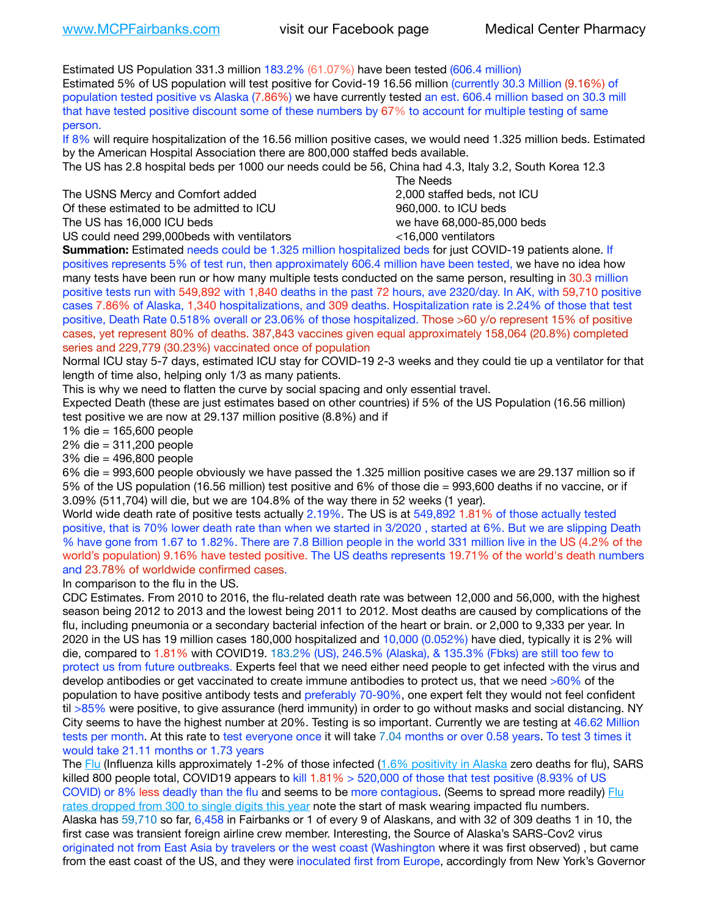Estimated US Population 331.3 million 183.2% (61.07%) have been tested (606.4 million)
Estimated 5% of US population will test positive for Covid-19 16.56 million (currently 30.3 Million (9.16%) of population tested positive vs Alaska (7.86%) we have currently tested an est. 606.4 million based on 30.3 mill that have tested positive discount some of these numbers by 67% to account for multiple testing of same person.
If 8% will require hospitalization of the 16.56 million positive cases, we would need 1.325 million beds. Estimated by the American Hospital Association there are 800,000 staffed beds available.
The US has 2.8 hospital beds per 1000 our needs could be 56, China had 4.3, Italy 3.2, South Korea 12.3

| | The Needs |
|---|---|
| The USNS Mercy and Comfort added | 2,000 staffed beds, not ICU |
| Of these estimated to be admitted to ICU | 960,000. to ICU beds |
| The US has 16,000 ICU beds | we have 68,000-85,000 beds |
| US could need 299,000beds with ventilators | <16,000 ventilators |

**Summation:** Estimated needs could be 1.325 million hospitalized beds for just COVID-19 patients alone. If positives represents 5% of test run, then approximately 606.4 million have been tested, we have no idea how many tests have been run or how many multiple tests conducted on the same person, resulting in 30.3 million positive tests run with 549,892 with 1,840 deaths in the past 72 hours, ave 2320/day. In AK, with 59,710 positive cases 7.86% of Alaska, 1,340 hospitalizations, and 309 deaths. Hospitalization rate is 2.24% of those that test positive, Death Rate 0.518% overall or 23.06% of those hospitalized. Those >60 y/o represent 15% of positive cases, yet represent 80% of deaths. 387,843 vaccines given equal approximately 158,064 (20.8%) completed series and 229,779 (30.23%) vaccinated once of population
Normal ICU stay 5-7 days, estimated ICU stay for COVID-19 2-3 weeks and they could tie up a ventilator for that length of time also, helping only 1/3 as many patients.
This is why we need to flatten the curve by social spacing and only essential travel.
Expected Death (these are just estimates based on other countries) if 5% of the US Population (16.56 million) test positive we are now at 29.137 million positive (8.8%) and if
1% die = 165,600 people
2% die = 311,200 people
3% die = 496,800 people
6% die = 993,600 people obviously we have passed the 1.325 million positive cases we are 29.137 million so if 5% of the US population (16.56 million) test positive and 6% of those die = 993,600 deaths if no vaccine, or if 3.09% (511,704) will die, but we are 104.8% of the way there in 52 weeks (1 year).
World wide death rate of positive tests actually 2.19%. The US is at 549,892 1.81% of those actually tested positive, that is 70% lower death rate than when we started in 3/2020 , started at 6%. But we are slipping Death % have gone from 1.67 to 1.82%. There are 7.8 Billion people in the world 331 million live in the US (4.2% of the world's population) 9.16% have tested positive. The US deaths represents 19.71% of the world's death numbers and 23.78% of worldwide confirmed cases.
In comparison to the flu in the US.
CDC Estimates. From 2010 to 2016, the flu-related death rate was between 12,000 and 56,000, with the highest season being 2012 to 2013 and the lowest being 2011 to 2012. Most deaths are caused by complications of the flu, including pneumonia or a secondary bacterial infection of the heart or brain. or 2,000 to 9,333 per year. In 2020 in the US has 19 million cases 180,000 hospitalized and 10,000 (0.052%) have died, typically it is 2% will die, compared to 1.81% with COVID19. 183.2% (US), 246.5% (Alaska), & 135.3% (Fbks) are still too few to protect us from future outbreaks. Experts feel that we need either need people to get infected with the virus and develop antibodies or get vaccinated to create immune antibodies to protect us, that we need >60% of the population to have positive antibody tests and preferably 70-90%, one expert felt they would not feel confident til >85% were positive, to give assurance (herd immunity) in order to go without masks and social distancing. NY City seems to have the highest number at 20%. Testing is so important. Currently we are testing at 46.62 Million tests per month. At this rate to test everyone once it will take 7.04 months or over 0.58 years. To test 3 times it would take 21.11 months or 1.73 years
The Flu (Influenza kills approximately 1-2% of those infected (1.6% positivity in Alaska zero deaths for flu), SARS killed 800 people total, COVID19 appears to kill 1.81% > 520,000 of those that test positive (8.93% of US COVID) or 8% less deadly than the flu and seems to be more contagious. (Seems to spread more readily) Flu rates dropped from 300 to single digits this year note the start of mask wearing impacted flu numbers.
Alaska has 59,710 so far, 6,458 in Fairbanks or 1 of every 9 of Alaskans, and with 32 of 309 deaths 1 in 10, the first case was transient foreign airline crew member. Interesting, the Source of Alaska's SARS-Cov2 virus originated not from East Asia by travelers or the west coast (Washington where it was first observed) , but came from the east coast of the US, and they were inoculated first from Europe, accordingly from New York's Governor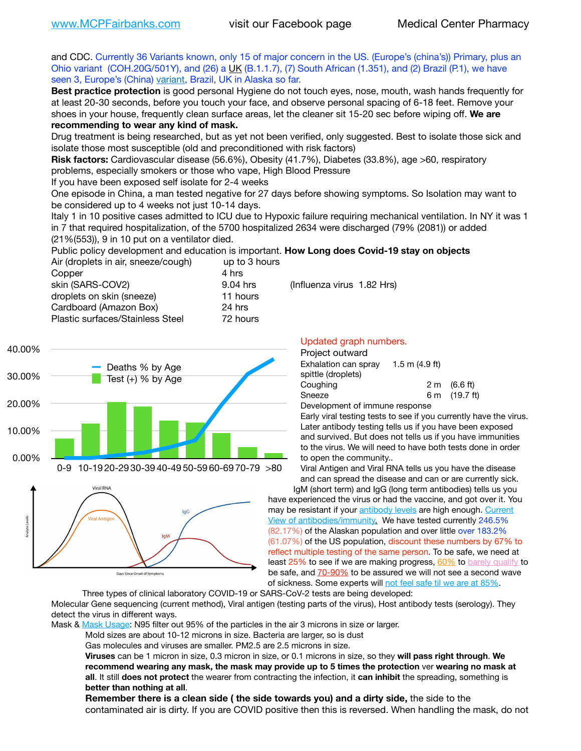and CDC. Currently 36 Variants known, only 15 of major concern in the US. (Europe's (china's)) Primary, plus an Ohio variant (COH.20G/501Y), and (26) a UK (B.1.1.7), (7) South African (1.351), and (2) Brazil (P.1), we have seen 3, Europe's (China) variant, Brazil, UK in Alaska so far.

**Best practice protection** is good personal Hygiene do not touch eyes, nose, mouth, wash hands frequently for at least 20-30 seconds, before you touch your face, and observe personal spacing of 6-18 feet. Remove your shoes in your house, frequently clean surface areas, let the cleaner sit 15-20 sec before wiping off. **We are recommending to wear any kind of mask.**

Drug treatment is being researched, but as yet not been verified, only suggested. Best to isolate those sick and isolate those most susceptible (old and preconditioned with risk factors)

**Risk factors:** Cardiovascular disease (56.6%), Obesity (41.7%), Diabetes (33.8%), age >60, respiratory problems, especially smokers or those who vape, High Blood Pressure

If you have been exposed self isolate for 2-4 weeks

One episode in China, a man tested negative for 27 days before showing symptoms. So Isolation may want to be considered up to 4 weeks not just 10-14 days.

Italy 1 in 10 positive cases admitted to ICU due to Hypoxic failure requiring mechanical ventilation. In NY it was 1 in 7 that required hospitalization, of the 5700 hospitalized 2634 were discharged (79% (2081)) or added (21%(553)), 9 in 10 put on a ventilator died.

Public policy development and education is important. **How Long does Covid-19 stay on objects**

| | | |
|---|---|---|
| Air (droplets in air, sneeze/cough) | up to 3 hours | |
| Copper | 4 hrs | |
| skin (SARS-COV2) | 9.04 hrs | (Influenza virus 1.82 Hrs) |
| droplets on skin (sneeze) | 11 hours | |
| Cardboard (Amazon Box) | 24 hrs | |
| Plastic surfaces/Stainless Steel | 72 hours | |

Updated graph numbers.

Project outward

| | | |
|---|---|---|
| Exhalation can spray spittle (droplets) | 1.5 m | (4.9 ft) |
| Coughing | 2 m | (6.6 ft) |
| Sneeze | 6 m | (19.7 ft) |

Development of immune response

Early viral testing tests to see if you currently have the virus.

Later antibody testing tells us if you have been exposed and survived. But does not tells us if you have immunities to the virus. We will need to have both tests done in order to open the community..

Viral Antigen and Viral RNA tells us you have the disease and can spread the disease and can or are currently sick.

IgM (short term) and IgG (long term antibodies) tells us you have experienced the virus or had the vaccine, and got over it. You may be resistant if your antibody levels are high enough. Current View of antibodies/immunity. We have tested currently 246.5% (82.17%) of the Alaskan population and over little over 183.2% (61.07%) of the US population, discount these numbers by 67% to reflect multiple testing of the same person. To be safe, we need at least 25% to see if we are making progress, 60% to barely qualify to be safe, and 70-90% to be assured we will not see a second wave of sickness. Some experts will not feel safe til we are at 85%.

Three types of clinical laboratory COVID-19 or SARS-CoV-2 tests are being developed:

Molecular Gene sequencing (current method), Viral antigen (testing parts of the virus), Host antibody tests (serology). They detect the virus in different ways.

Mask & Mask Usage: N95 filter out 95% of the particles in the air 3 microns in size or larger.

Mold sizes are about 10-12 microns in size. Bacteria are larger, so is dust

Gas molecules and viruses are smaller. PM2.5 are 2.5 microns in size.

**Viruses** can be 1 micron in size, 0.3 micron in size, or 0.1 microns in size, so they **will pass right through**. **We recommend wearing any mask, the mask may provide up to 5 times the protection** ver **wearing no mask at all**. It still **does not protect** the wearer from contracting the infection, it **can inhibit** the spreading, something is **better than nothing at all**.

**Remember there is a clean side ( the side towards you) and a dirty side,** the side to the contaminated air is dirty. If you are COVID positive then this is reversed. When handling the mask, do not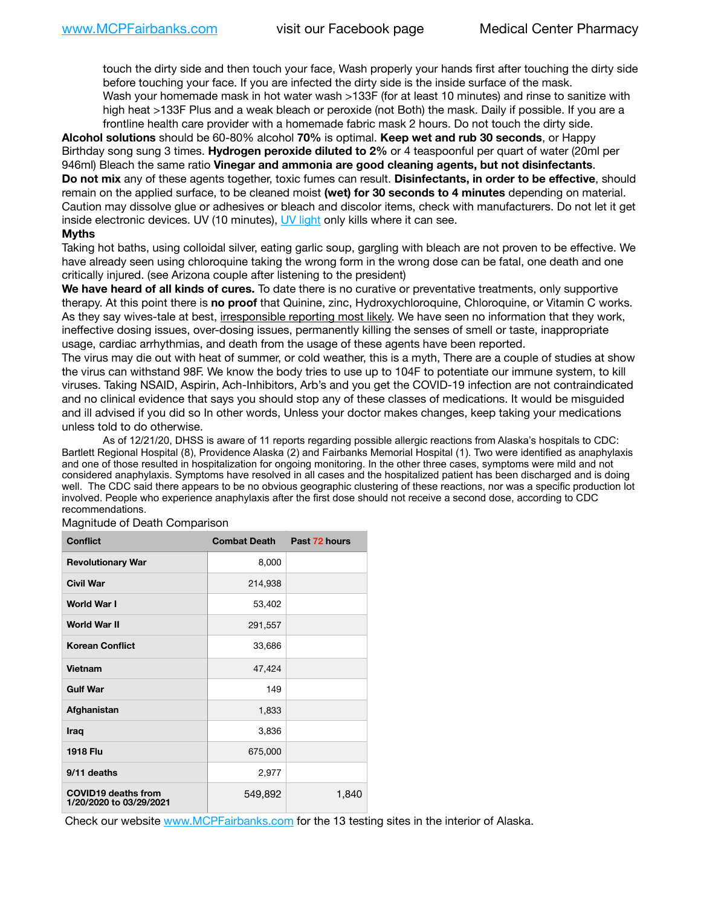touch the dirty side and then touch your face, Wash properly your hands first after touching the dirty side before touching your face. If you are infected the dirty side is the inside surface of the mask. Wash your homemade mask in hot water wash >133F (for at least 10 minutes) and rinse to sanitize with high heat >133F Plus and a weak bleach or peroxide (not Both) the mask. Daily if possible. If you are a frontline health care provider with a homemade fabric mask 2 hours. Do not touch the dirty side.

**Alcohol solutions** should be 60-80% alcohol **70%** is optimal. **Keep wet and rub 30 seconds**, or Happy Birthday song sung 3 times. **Hydrogen peroxide diluted to 2%** or 4 teaspoonful per quart of water (20ml per 946ml) Bleach the same ratio **Vinegar and ammonia are good cleaning agents, but not disinfectants**.

**Do not mix** any of these agents together, toxic fumes can result. **Disinfectants, in order to be effective**, should remain on the applied surface, to be cleaned moist **(wet) for 30 seconds to 4 minutes** depending on material. Caution may dissolve glue or adhesives or bleach and discolor items, check with manufacturers. Do not let it get inside electronic devices. UV (10 minutes), UV light only kills where it can see.

**Myths**

Taking hot baths, using colloidal silver, eating garlic soup, gargling with bleach are not proven to be effective. We have already seen using chloroquine taking the wrong form in the wrong dose can be fatal, one death and one critically injured. (see Arizona couple after listening to the president)

**We have heard of all kinds of cures.** To date there is no curative or preventative treatments, only supportive therapy. At this point there is **no proof** that Quinine, zinc, Hydroxychloroquine, Chloroquine, or Vitamin C works. As they say wives-tale at best, irresponsible reporting most likely. We have seen no information that they work, ineffective dosing issues, over-dosing issues, permanently killing the senses of smell or taste, inappropriate usage, cardiac arrhythmias, and death from the usage of these agents have been reported.

The virus may die out with heat of summer, or cold weather, this is a myth, There are a couple of studies at show the virus can withstand 98F. We know the body tries to use up to 104F to potentiate our immune system, to kill viruses. Taking NSAID, Aspirin, Ach-Inhibitors, Arb's and you get the COVID-19 infection are not contraindicated and no clinical evidence that says you should stop any of these classes of medications. It would be misguided and ill advised if you did so In other words, Unless your doctor makes changes, keep taking your medications unless told to do otherwise.

As of 12/21/20, DHSS is aware of 11 reports regarding possible allergic reactions from Alaska's hospitals to CDC: Bartlett Regional Hospital (8), Providence Alaska (2) and Fairbanks Memorial Hospital (1). Two were identified as anaphylaxis and one of those resulted in hospitalization for ongoing monitoring. In the other three cases, symptoms were mild and not considered anaphylaxis. Symptoms have resolved in all cases and the hospitalized patient has been discharged and is doing well. The CDC said there appears to be no obvious geographic clustering of these reactions, nor was a specific production lot involved. People who experience anaphylaxis after the first dose should not receive a second dose, according to CDC recommendations.

Magnitude of Death Comparison

| Conflict | Combat Death | Past 72 hours |
|---|---|---|
| Revolutionary War | 8,000 | |
| Civil War | 214,938 | |
| World War I | 53,402 | |
| World War II | 291,557 | |
| Korean Conflict | 33,686 | |
| Vietnam | 47,424 | |
| Gulf War | 149 | |
| Afghanistan | 1,833 | |
| Iraq | 3,836 | |
| 1918 Flu | 675,000 | |
| 9/11 deaths | 2,977 | |
| COVID19 deaths from 1/20/2020 to 03/29/2021 | 549,892 | 1,840 |

Check our website www.MCPFairbanks.com for the 13 testing sites in the interior of Alaska.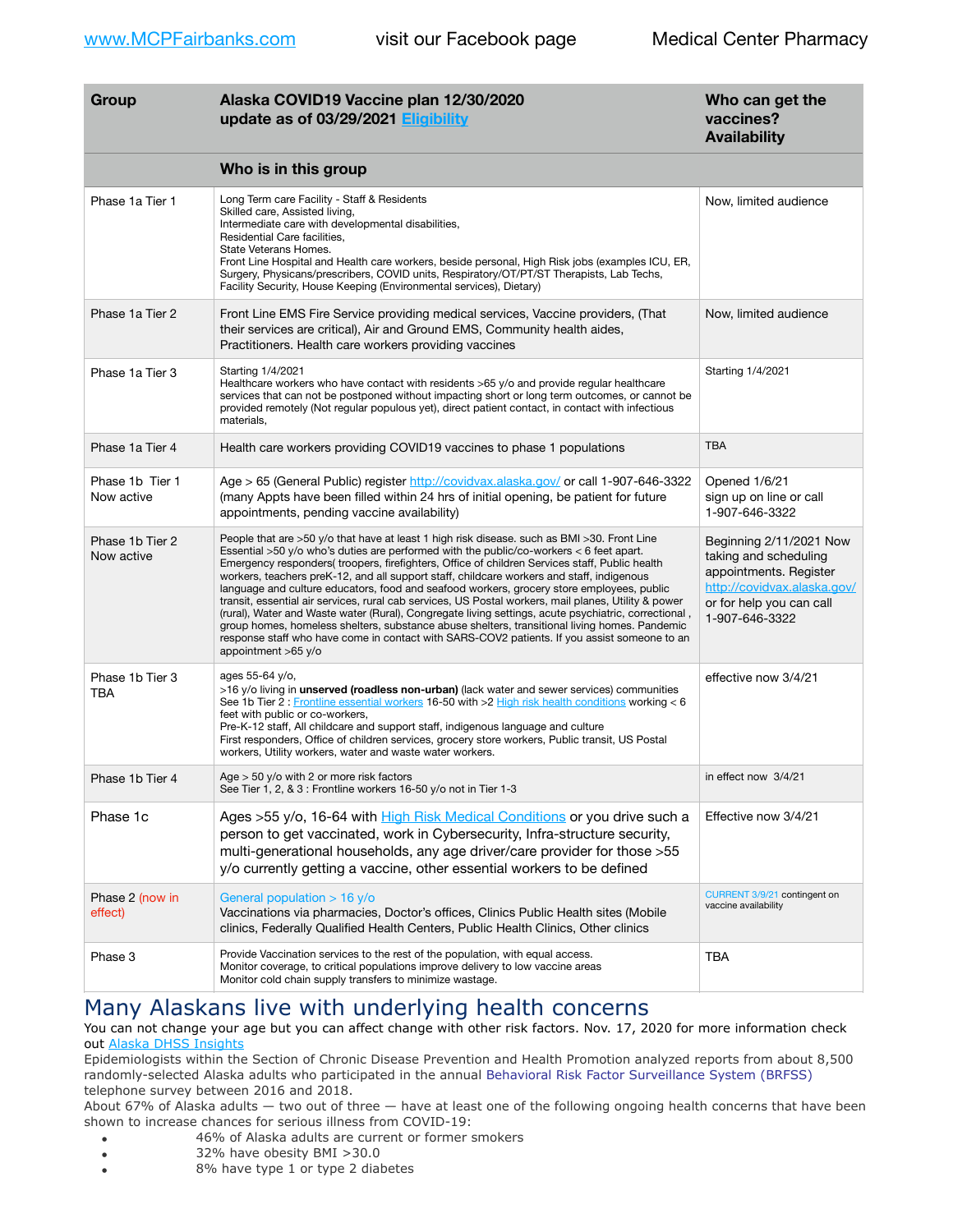www.MCPFairbanks.com visit our Facebook page Medical Center Pharmacy

| Group | Alaska COVID19 Vaccine plan 12/30/2020 update as of 03/29/2021 Eligibility | Who can get the vaccines? Availability |
|---|---|---|
| | **Who is in this group** | |
| Phase 1a Tier 1 | Long Term care Facility - Staff & Residents<br>Skilled care, Assisted living,<br>Intermediate care with developmental disabilities,<br>Residential Care facilities,<br>State Veterans Homes.<br>Front Line Hospital and Health care workers, beside personal, High Risk jobs (examples ICU, ER, Surgery, Physcans/prescribers, COVID units, Respiratory/OT/PT/ST Therapists, Lab Techs, Facility Security, House Keeping (Environmental services), Dietary) | Now, limited audience |
| Phase 1a Tier 2 | Front Line EMS Fire Service providing medical services, Vaccine providers, (That their services are critical), Air and Ground EMS, Community health aides, Practitioners. Health care workers providing vaccines | Now, limited audience |
| Phase 1a Tier 3 | Starting 1/4/2021<br>Healthcare workers who have contact with residents >65 y/o and provide regular healthcare services that can not be postponed without impacting short or long term outcomes, or cannot be provided remotely (Not regular populous yet), direct patient contact, in contact with infectious materials, | Starting 1/4/2021 |
| Phase 1a Tier 4 | Health care workers providing COVID19 vaccines to phase 1 populations | TBA |
| Phase 1b Tier 1<br>Now active | Age > 65 (General Public) register http://covidvax.alaska.gov/ or call 1-907-646-3322 (many Appts have been filled within 24 hrs of initial opening, be patient for future appointments, pending vaccine availability) | Opened 1/6/21<br>sign up on line or call 1-907-646-3322 |
| Phase 1b Tier 2<br>Now active | People that are >50 y/o that have at least 1 high risk disease. such as BMI >30. Front Line Essential >50 y/o who's duties are performed with the public/co-workers < 6 feet apart. Emergency responders( troopers, firefighters, Office of children Services staff, Public health workers, teachers preK-12, and all support staff, childcare workers and staff, indigenous language and culture educators, food and seafood workers, grocery store employees, public transit, essential air services, rural cab services, US Postal workers, mail planes, Utility & power (rural), Water and Waste water (Rural), Congregate living settings, acute psychiatric, correctional , group homes, homeless shelters, substance abuse shelters, transitional living homes. Pandemic response staff who have come in contact with SARS-COV2 patients. If you assist someone to an appointment >65 y/o | Beginning 2/11/2021 Now taking and scheduling appointments. Register http://covidvax.alaska.gov/ or for help you can call 1-907-646-3322 |
| Phase 1b Tier 3<br>TBA | ages 55-64 y/o,<br>>16 y/o living in **unserved (roadless non-urban)** (lack water and sewer services) communities<br>See 1b Tier 2 : Frontline essential workers 16-50 with >2 High risk health conditions working < 6 feet with public or co-workers,<br>Pre-K-12 staff, All childcare and support staff, indigenous language and culture<br>First responders, Office of children services, grocery store workers, Public transit, US Postal workers, Utility workers, water and waste water workers. | effective now 3/4/21 |
| Phase 1b Tier 4 | Age > 50 y/o with 2 or more risk factors<br>See Tier 1, 2, & 3 : Frontline workers 16-50 y/o not in Tier 1-3 | in effect now 3/4/21 |
| Phase 1c | Ages >55 y/o, 16-64 with High Risk Medical Conditions or you drive such a person to get vaccinated, work in Cybersecurity, Infra-structure security, multi-generational households, any age driver/care provider for those >55 y/o currently getting a vaccine, other essential workers to be defined | Effective now 3/4/21 |
| Phase 2 (now in effect) | General population > 16 y/o<br>Vaccinations via pharmacies, Doctor's offices, Clinics Public Health sites (Mobile clinics, Federally Qualified Health Centers, Public Health Clinics, Other clinics | CURRENT 3/9/21 contingent on vaccine availability |
| Phase 3 | Provide Vaccination services to the rest of the population, with equal access.<br>Monitor coverage, to critical populations improve delivery to low vaccine areas<br>Monitor cold chain supply transfers to minimize wastage. | TBA |

## Many Alaskans live with underlying health concerns

You can not change your age but you can affect change with other risk factors. Nov. 17, 2020 for more information check out Alaska DHSS Insights

Epidemiologists within the Section of Chronic Disease Prevention and Health Promotion analyzed reports from about 8,500 randomly-selected Alaska adults who participated in the annual Behavioral Risk Factor Surveillance System (BRFSS) telephone survey between 2016 and 2018.

About 67% of Alaska adults — two out of three — have at least one of the following ongoing health concerns that have been shown to increase chances for serious illness from COVID-19:

- 46% of Alaska adults are current or former smokers
- 32% have obesity BMI >30.0
- 8% have type 1 or type 2 diabetes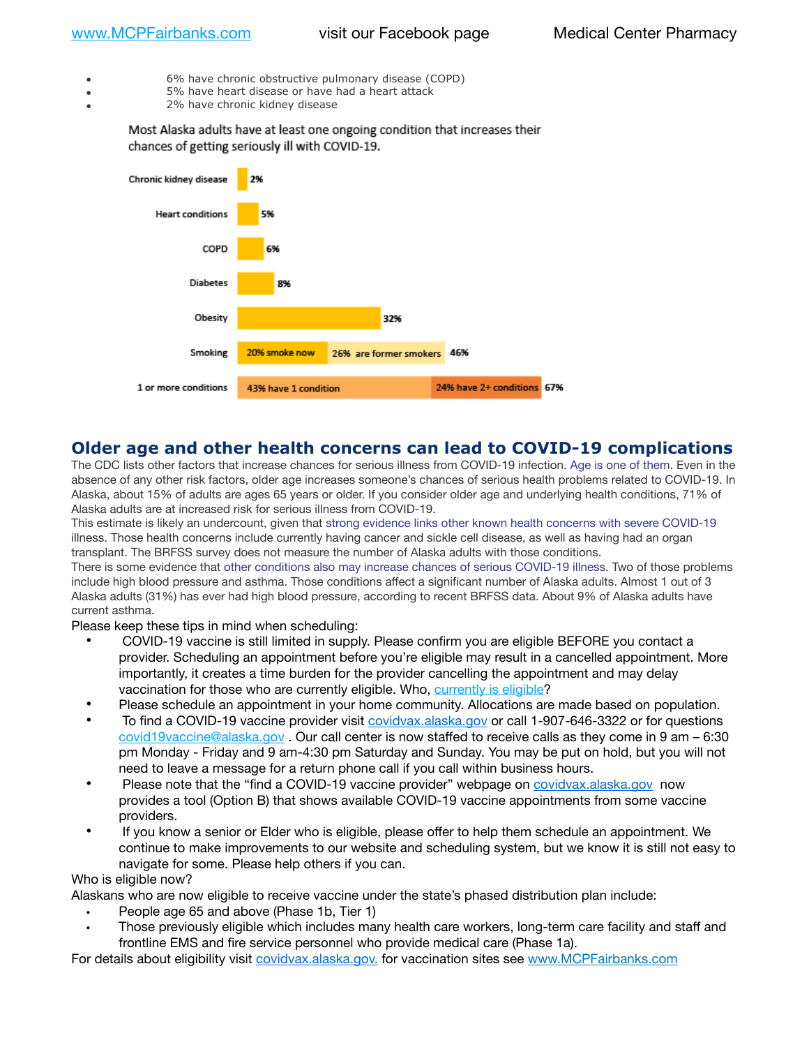- 6% have chronic obstructive pulmonary disease (COPD)
- 5% have heart disease or have had a heart attack
- 2% have chronic kidney disease

Most Alaska adults have at least one ongoing condition that increases their chances of getting seriously ill with COVID-19.

Chronic kidney disease
2%
Heart conditions
5%
COPD
6%
Diabetes
8%
Obesity
32%
Smoking
20% smoke now
26% are former smokers
46%
1 or more conditions
43% have 1 condition
24% have 2+ conditions
67%

## Older age and other health concerns can lead to COVID-19 complications

The CDC lists other factors that increase chances for serious illness from COVID-19 infection. Age is one of them. Even in the absence of any other risk factors, older age increases someone's chances of serious health problems related to COVID-19. In Alaska, about 15% of adults are ages 65 years or older. If you consider older age and underlying health conditions, 71% of Alaska adults are at increased risk for serious illness from COVID-19.

This estimate is likely an undercount, given that strong evidence links other known health concerns with severe COVID-19 illness. Those health concerns include currently having cancer and sickle cell disease, as well as having had an organ transplant. The BRFSS survey does not measure the number of Alaska adults with those conditions.

There is some evidence that other conditions also may increase chances of serious COVID-19 illness. Two of those problems include high blood pressure and asthma. Those conditions affect a significant number of Alaska adults. Almost 1 out of 3 Alaska adults (31%) has ever had high blood pressure, according to recent BRFSS data. About 9% of Alaska adults have current asthma.

Please keep these tips in mind when scheduling:

- COVID-19 vaccine is still limited in supply. Please confirm you are eligible BEFORE you contact a provider. Scheduling an appointment before you're eligible may result in a cancelled appointment. More importantly, it creates a time burden for the provider cancelling the appointment and may delay vaccination for those who are currently eligible. Who, currently is eligible?
- Please schedule an appointment in your home community. Allocations are made based on population.
- To find a COVID-19 vaccine provider visit covidvax.alaska.gov or call 1-907-646-3322 or for questions covid19vaccine@alaska.gov . Our call center is now staffed to receive calls as they come in 9 am – 6:30 pm Monday - Friday and 9 am-4:30 pm Saturday and Sunday. You may be put on hold, but you will not need to leave a message for a return phone call if you call within business hours.
- Please note that the "find a COVID-19 vaccine provider" webpage on covidvax.alaska.gov now provides a tool (Option B) that shows available COVID-19 vaccine appointments from some vaccine providers.
- If you know a senior or Elder who is eligible, please offer to help them schedule an appointment. We continue to make improvements to our website and scheduling system, but we know it is still not easy to navigate for some. Please help others if you can.

Who is eligible now?

Alaskans who are now eligible to receive vaccine under the state's phased distribution plan include:

- People age 65 and above (Phase 1b, Tier 1)
- Those previously eligible which includes many health care workers, long-term care facility and staff and frontline EMS and fire service personnel who provide medical care (Phase 1a).

For details about eligibility visit covidvax.alaska.gov. for vaccination sites see www.MCPFairbanks.com